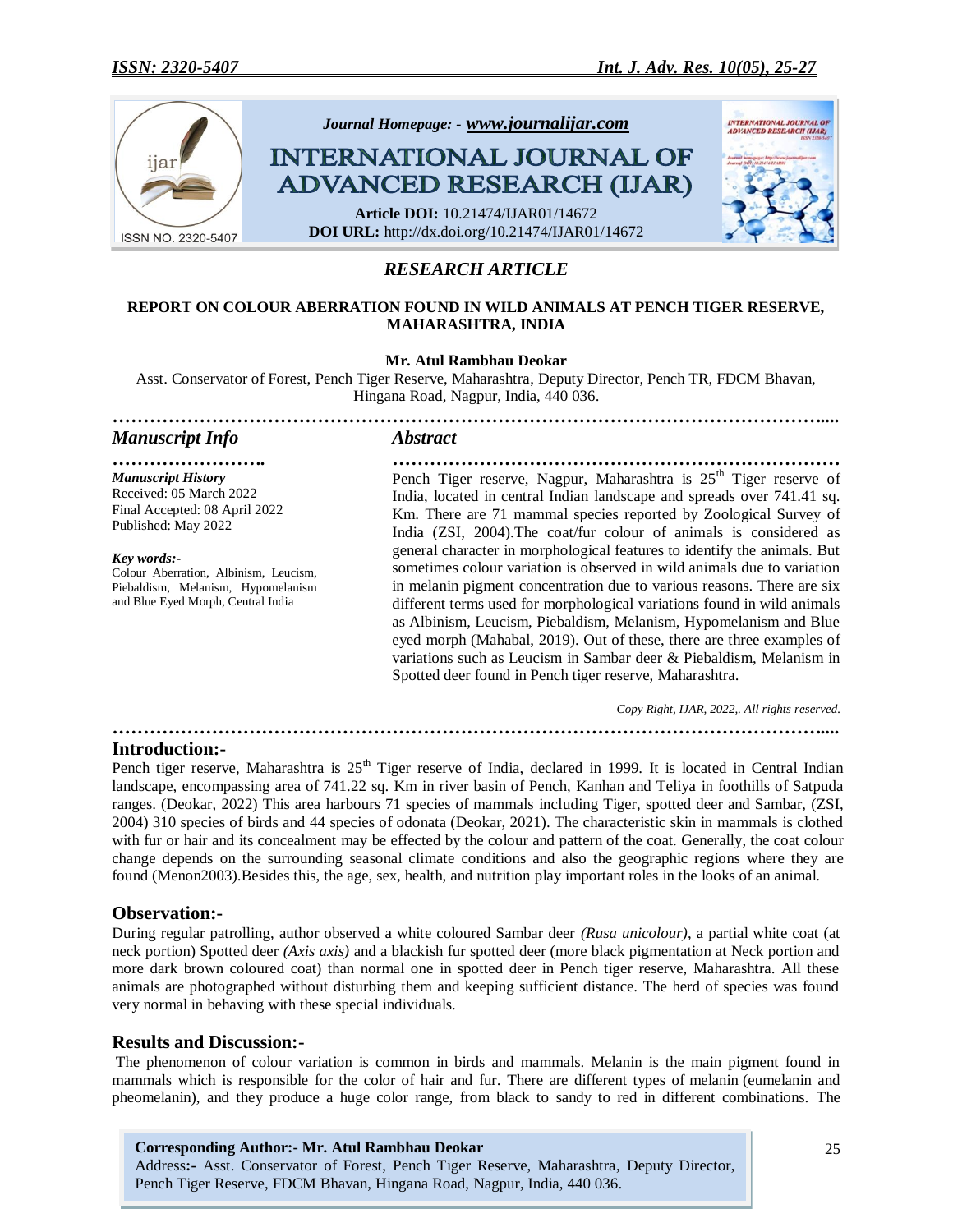*RESEARCH ARTICLE*

**REPORT ON COLOUR ABERRATION FOUND IN WILD ANIMALS AT PENCH TIGER RESERVE, MAHARASHTRA, INDIA**

**Mr. Atul Rambhau Deokar**

Asst. Conservator of Forest, Pench Tiger Reserve, Maharashtra, Deputy Director, Pench TR, FDCM Bhavan, Hingana Road, Nagpur, India, 440 036.

## Manuscript Info

***Manuscript History***

Received: 05 March 2022
Final Accepted: 08 April 2022
Published: May 2022

***Key words:-***
Colour Aberration, Albinism, Leucism, Piebaldism, Melanism, Hypomelanism and Blue Eyed Morph, Central India

## Abstract

Pench Tiger reserve, Nagpur, Maharashtra is 25th Tiger reserve of India, located in central Indian landscape and spreads over 741.41 sq. Km. There are 71 mammal species reported by Zoological Survey of India (ZSI, 2004).The coat/fur colour of animals is considered as general character in morphological features to identify the animals. But sometimes colour variation is observed in wild animals due to variation in melanin pigment concentration due to various reasons. There are six different terms used for morphological variations found in wild animals as Albinism, Leucism, Piebaldism, Melanism, Hypomelanism and Blue eyed morph (Mahabal, 2019). Out of these, there are three examples of variations such as Leucism in Sambar deer & Piebaldism, Melanism in Spotted deer found in Pench tiger reserve, Maharashtra.

*Copy Right, IJAR, 2022,. All rights reserved.*

## Introduction:-

Pench tiger reserve, Maharashtra is 25th Tiger reserve of India, declared in 1999. It is located in Central Indian landscape, encompassing area of 741.22 sq. Km in river basin of Pench, Kanhan and Teliya in foothills of Satpuda ranges. (Deokar, 2022) This area harbours 71 species of mammals including Tiger, spotted deer and Sambar, (ZSI, 2004) 310 species of birds and 44 species of odonata (Deokar, 2021). The characteristic skin in mammals is clothed with fur or hair and its concealment may be effected by the colour and pattern of the coat. Generally, the coat colour change depends on the surrounding seasonal climate conditions and also the geographic regions where they are found (Menon2003).Besides this, the age, sex, health, and nutrition play important roles in the looks of an animal.

## Observation:-

During regular patrolling, author observed a white coloured Sambar deer *(Rusa unicolour)*, a partial white coat (at neck portion) Spotted deer *(Axis axis)* and a blackish fur spotted deer (more black pigmentation at Neck portion and more dark brown coloured coat) than normal one in spotted deer in Pench tiger reserve, Maharashtra. All these animals are photographed without disturbing them and keeping sufficient distance. The herd of species was found very normal in behaving with these special individuals.

## Results and Discussion:-

The phenomenon of colour variation is common in birds and mammals. Melanin is the main pigment found in mammals which is responsible for the color of hair and fur. There are different types of melanin (eumelanin and pheomelanin), and they produce a huge color range, from black to sandy to red in different combinations. The

**Corresponding Author:- Mr. Atul Rambhau Deokar**
Address:- Asst. Conservator of Forest, Pench Tiger Reserve, Maharashtra, Deputy Director, Pench Tiger Reserve, FDCM Bhavan, Hingana Road, Nagpur, India, 440 036.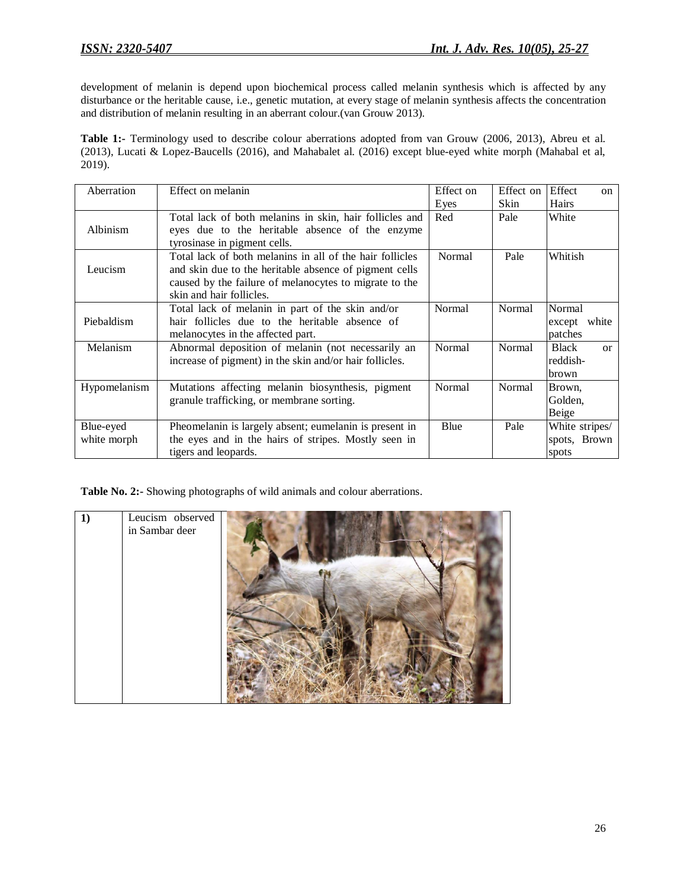development of melanin is depend upon biochemical process called melanin synthesis which is affected by any disturbance or the heritable cause, i.e., genetic mutation, at every stage of melanin synthesis affects the concentration and distribution of melanin resulting in an aberrant colour.(van Grouw 2013).

**Table 1:-** Terminology used to describe colour aberrations adopted from van Grouw (2006, 2013), Abreu et al. (2013), Lucati & Lopez-Baucells (2016), and Mahabalet al. (2016) except blue-eyed white morph (Mahabal et al, 2019).

| Aberration | Effect on melanin | Effect on Eyes | Effect on Skin | Effect on Hairs |
|---|---|---|---|---|
| Albinism | Total lack of both melanins in skin, hair follicles and eyes due to the heritable absence of the enzyme tyrosinase in pigment cells. | Red | Pale | White |
| Leucism | Total lack of both melanins in all of the hair follicles and skin due to the heritable absence of pigment cells caused by the failure of melanocytes to migrate to the skin and hair follicles. | Normal | Pale | Whitish |
| Piebaldism | Total lack of melanin in part of the skin and/or hair follicles due to the heritable absence of melanocytes in the affected part. | Normal | Normal | Normal except white patches |
| Melanism | Abnormal deposition of melanin (not necessarily an increase of pigment) in the skin and/or hair follicles. | Normal | Normal | Black or reddish-brown |
| Hypomelanism | Mutations affecting melanin biosynthesis, pigment granule trafficking, or membrane sorting. | Normal | Normal | Brown, Golden, Beige |
| Blue-eyed white morph | Pheomelanin is largely absent; eumelanin is present in the eyes and in the hairs of stripes. Mostly seen in tigers and leopards. | Blue | Pale | White stripes/ spots, Brown spots |

**Table No. 2:-** Showing photographs of wild animals and colour aberrations.

| | | |
|---|---|---|
| **1)** | Leucism observed in Sambar deer | |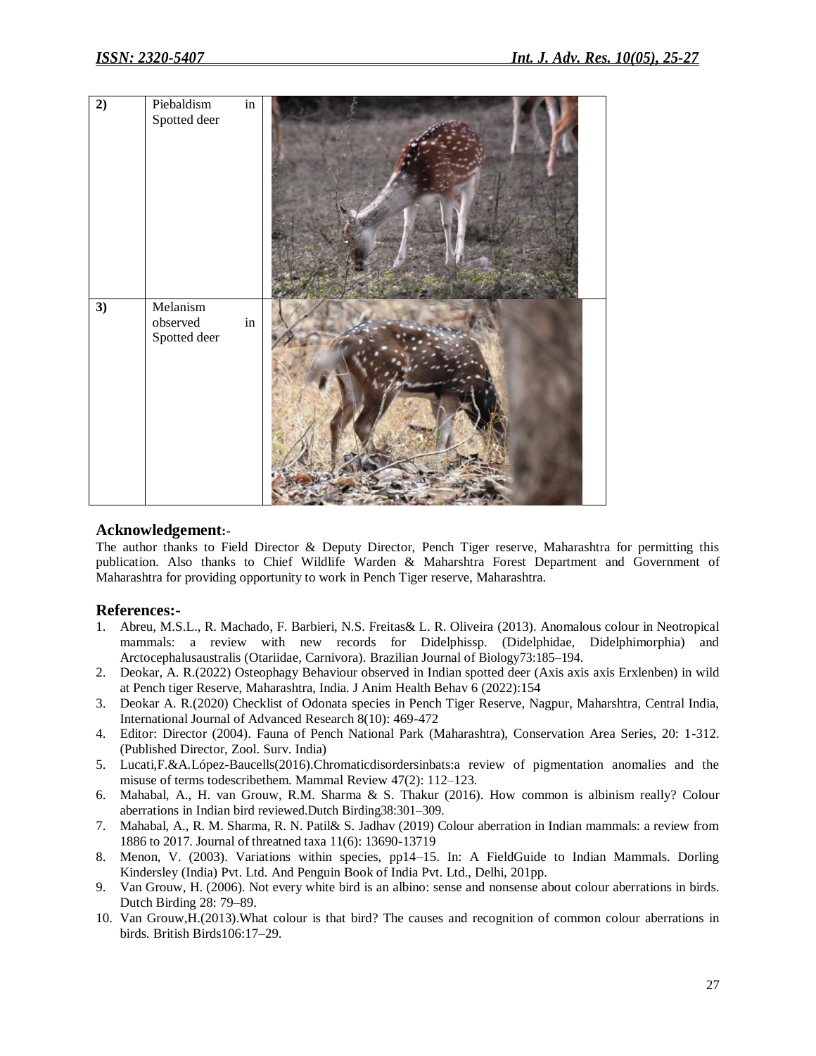| | | |
|---|---|---|
| **2)** | Piebaldism in Spotted deer | |
| **3)** | Melanism observed in Spotted deer | |

## Acknowledgement:-

The author thanks to Field Director & Deputy Director, Pench Tiger reserve, Maharashtra for permitting this publication. Also thanks to Chief Wildlife Warden & Maharshtra Forest Department and Government of Maharashtra for providing opportunity to work in Pench Tiger reserve, Maharashtra.

## References:-

1. Abreu, M.S.L., R. Machado, F. Barbieri, N.S. Freitas& L. R. Oliveira (2013). Anomalous colour in Neotropical mammals: a review with new records for Didelphissp. (Didelphidae, Didelphimorphia) and Arctocephalusaustralis (Otariidae, Carnivora). Brazilian Journal of Biology73:185–194.
2. Deokar, A. R.(2022) Osteophagy Behaviour observed in Indian spotted deer (Axis axis axis Erxlenben) in wild at Pench tiger Reserve, Maharashtra, India. J Anim Health Behav 6 (2022):154
3. Deokar A. R.(2020) Checklist of Odonata species in Pench Tiger Reserve, Nagpur, Maharshtra, Central India, International Journal of Advanced Research 8(10): 469-472
4. Editor: Director (2004). Fauna of Pench National Park (Maharashtra), Conservation Area Series, 20: 1-312. (Published Director, Zool. Surv. India)
5. Lucati,F.&A.López-Baucells(2016).Chromaticdisordersinbats:a review of pigmentation anomalies and the misuse of terms todescribethem. Mammal Review 47(2): 112–123.
6. Mahabal, A., H. van Grouw, R.M. Sharma & S. Thakur (2016). How common is albinism really? Colour aberrations in Indian bird reviewed.Dutch Birding38:301–309.
7. Mahabal, A., R. M. Sharma, R. N. Patil& S. Jadhav (2019) Colour aberration in Indian mammals: a review from 1886 to 2017. Journal of threatned taxa 11(6): 13690-13719
8. Menon, V. (2003). Variations within species, pp14–15. In: A FieldGuide to Indian Mammals. Dorling Kindersley (India) Pvt. Ltd. And Penguin Book of India Pvt. Ltd., Delhi, 201pp.
9. Van Grouw, H. (2006). Not every white bird is an albino: sense and nonsense about colour aberrations in birds. Dutch Birding 28: 79–89.
10. Van Grouw,H.(2013).What colour is that bird? The causes and recognition of common colour aberrations in birds. British Birds106:17–29.